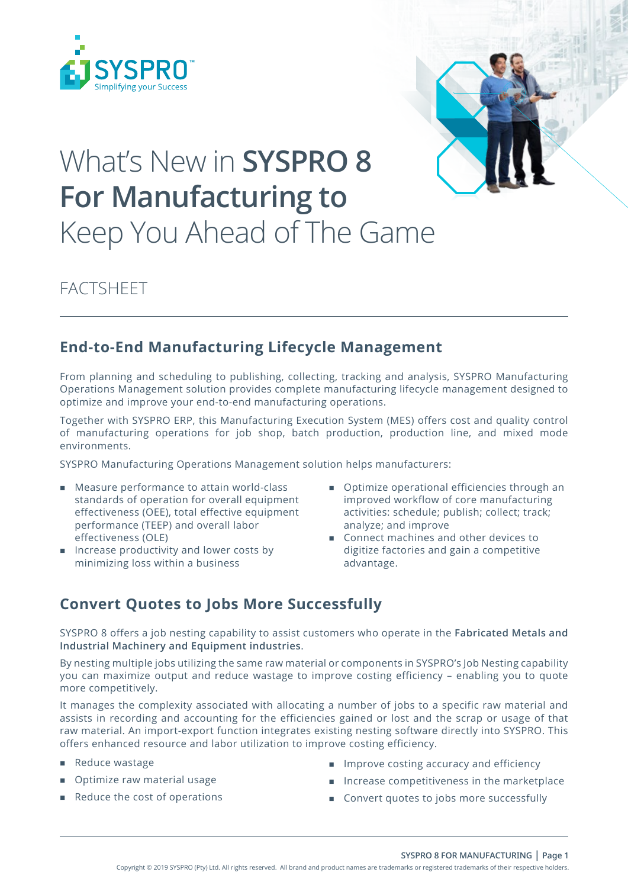# What's New in **SYSPRO 8 For Manufacturing to** Keep You Ahead of The Game

FACTSHEET

## End-to-End Manufacturing Lifecycle Management

From planning and scheduling to publishing, collecting, tracking and analysis, SYSPRO Manufacturing Operations Management solution provides complete manufacturing lifecycle management designed to optimize and improve your end-to-end manufacturing operations.

Together with SYSPRO ERP, this Manufacturing Execution System (MES) offers cost and quality control of manufacturing operations for job shop, batch production, production line, and mixed mode environments.

SYSPRO Manufacturing Operations Management solution helps manufacturers:

- Measure performance to attain world-class standards of operation for overall equipment effectiveness (OEE), total effective equipment performance (TEEP) and overall labor effectiveness (OLE)
- Increase productivity and lower costs by minimizing loss within a business
- Optimize operational efficiencies through an improved workflow of core manufacturing activities: schedule; publish; collect; track; analyze; and improve
- Connect machines and other devices to digitize factories and gain a competitive advantage.

## Convert Quotes to Jobs More Successfully

SYSPRO 8 offers a job nesting capability to assist customers who operate in the **Fabricated Metals and Industrial Machinery and Equipment industries**.

By nesting multiple jobs utilizing the same raw material or components in SYSPRO's Job Nesting capability you can maximize output and reduce wastage to improve costing efficiency – enabling you to quote more competitively.

It manages the complexity associated with allocating a number of jobs to a specific raw material and assists in recording and accounting for the efficiencies gained or lost and the scrap or usage of that raw material. An import-export function integrates existing nesting software directly into SYSPRO. This offers enhanced resource and labor utilization to improve costing efficiency.

- Reduce wastage
- Optimize raw material usage
- Reduce the cost of operations
- Improve costing accuracy and efficiency
- Increase competitiveness in the marketplace
- Convert quotes to jobs more successfully

Copyright © 2019 SYSPRO (Pty) Ltd. All rights reserved. All brand and product names are trademarks or registered trademarks of their respective holders.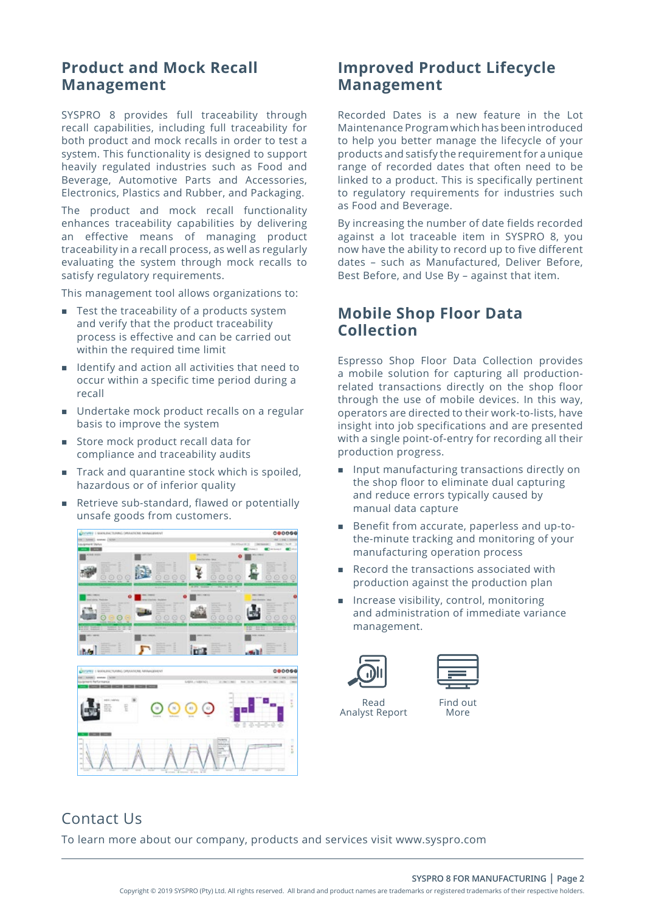## Product and Mock Recall Management

SYSPRO 8 provides full traceability through recall capabilities, including full traceability for both product and mock recalls in order to test a system. This functionality is designed to support heavily regulated industries such as Food and Beverage, Automotive Parts and Accessories, Electronics, Plastics and Rubber, and Packaging.

The product and mock recall functionality enhances traceability capabilities by delivering an effective means of managing product traceability in a recall process, as well as regularly evaluating the system through mock recalls to satisfy regulatory requirements.

This management tool allows organizations to:

- Test the traceability of a products system and verify that the product traceability process is effective and can be carried out within the required time limit
- Identify and action all activities that need to occur within a specific time period during a recall
- Undertake mock product recalls on a regular basis to improve the system
- Store mock product recall data for compliance and traceability audits
- Track and quarantine stock which is spoiled, hazardous or of inferior quality
- Retrieve sub-standard, flawed or potentially unsafe goods from customers.

## Improved Product Lifecycle Management

Recorded Dates is a new feature in the Lot Maintenance Program which has been introduced to help you better manage the lifecycle of your products and satisfy the requirement for a unique range of recorded dates that often need to be linked to a product. This is specifically pertinent to regulatory requirements for industries such as Food and Beverage.

By increasing the number of date fields recorded against a lot traceable item in SYSPRO 8, you now have the ability to record up to five different dates – such as Manufactured, Deliver Before, Best Before, and Use By – against that item.

## Mobile Shop Floor Data Collection

Espresso Shop Floor Data Collection provides a mobile solution for capturing all production-related transactions directly on the shop floor through the use of mobile devices. In this way, operators are directed to their work-to-lists, have insight into job specifications and are presented with a single point-of-entry for recording all their production progress.

- Input manufacturing transactions directly on the shop floor to eliminate dual capturing and reduce errors typically caused by manual data capture
- Benefit from accurate, paperless and up-to-the-minute tracking and monitoring of your manufacturing operation process
- Record the transactions associated with production against the production plan
- Increase visibility, control, monitoring and administration of immediate variance management.

Read Analyst Report

Find out More

## Contact Us

To learn more about our company, products and services visit www.syspro.com

Copyright © 2019 SYSPRO (Pty) Ltd. All rights reserved. All brand and product names are trademarks or registered trademarks of their respective holders.